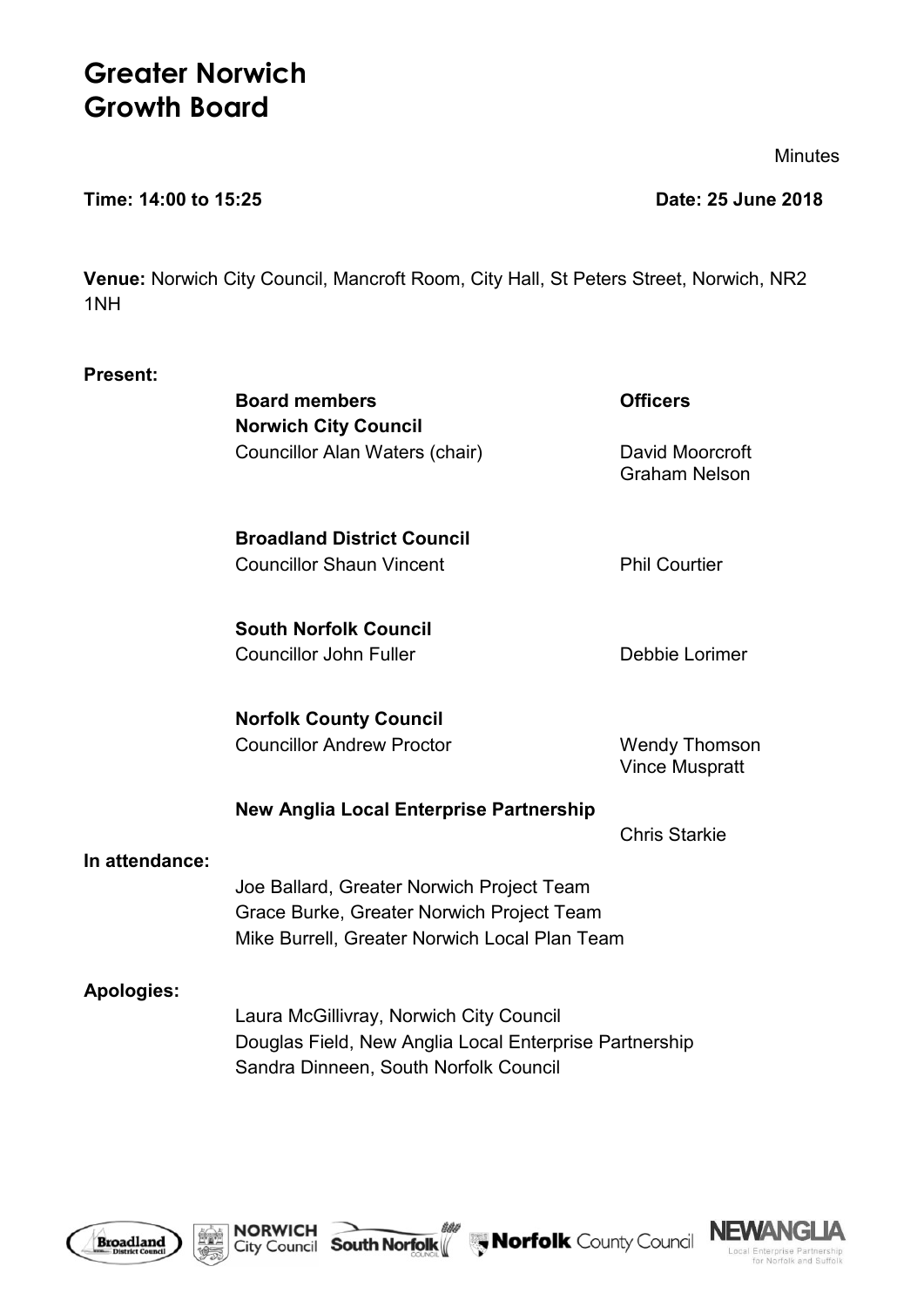# Greater Norwich Growth Board

Minutes

**Time: 14:00 to 15:25** **Date: 25 June 2018**

**Venue:** Norwich City Council, Mancroft Room, City Hall, St Peters Street, Norwich, NR2 1NH

**Present:**

| | Board members | Officers |
|---|---|---|
| | **Norwich City Council** | |
| | Councillor Alan Waters (chair) | David Moorcroft<br>Graham Nelson |
| | **Broadland District Council** | |
| | Councillor Shaun Vincent | Phil Courtier |
| | **South Norfolk Council** | |
| | Councillor John Fuller | Debbie Lorimer |
| | **Norfolk County Council** | |
| | Councillor Andrew Proctor | Wendy Thomson<br>Vince Muspratt |
| | **New Anglia Local Enterprise Partnership** | |
| | | Chris Starkie |

**In attendance:**

Joe Ballard, Greater Norwich Project Team
Grace Burke, Greater Norwich Project Team
Mike Burrell, Greater Norwich Local Plan Team

**Apologies:**

Laura McGillivray, Norwich City Council
Douglas Field, New Anglia Local Enterprise Partnership
Sandra Dinneen, South Norfolk Council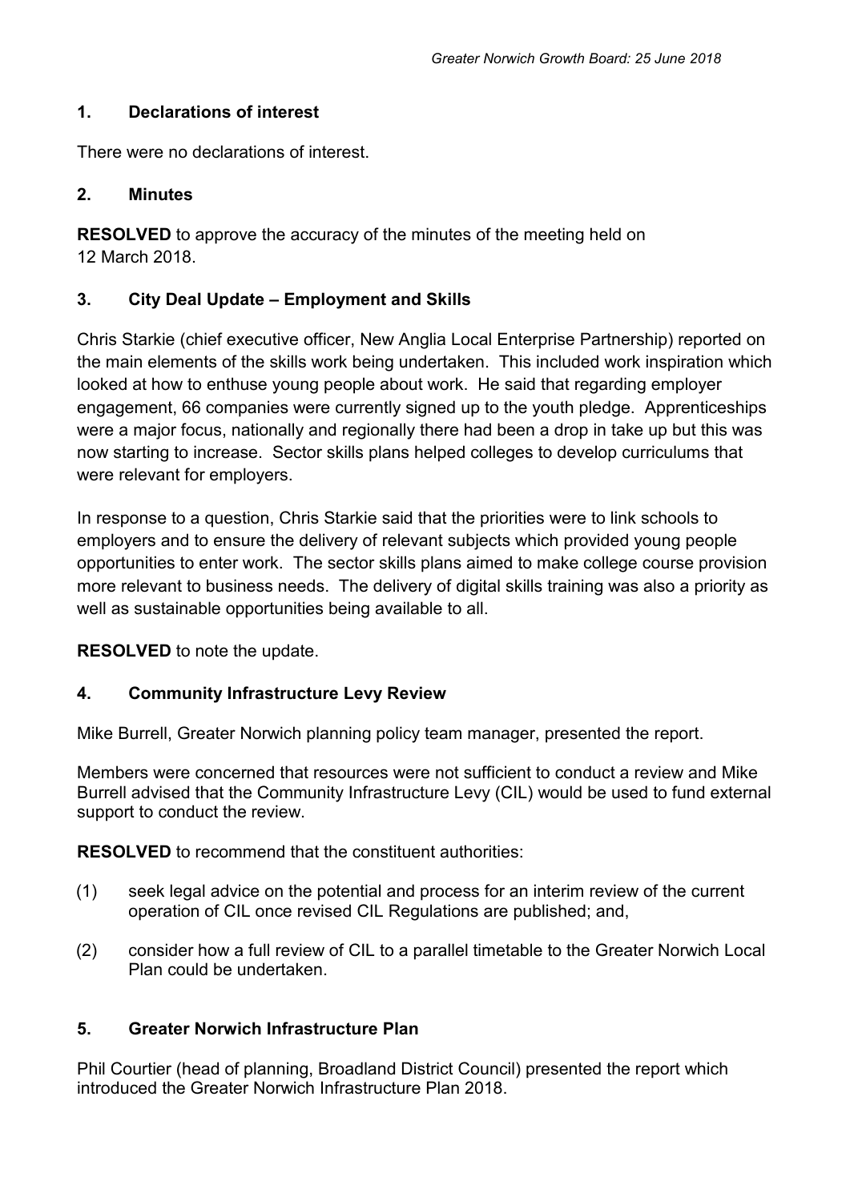## 1. Declarations of interest

There were no declarations of interest.

## 2. Minutes

**RESOLVED** to approve the accuracy of the minutes of the meeting held on 12 March 2018.

## 3. City Deal Update – Employment and Skills

Chris Starkie (chief executive officer, New Anglia Local Enterprise Partnership) reported on the main elements of the skills work being undertaken. This included work inspiration which looked at how to enthuse young people about work. He said that regarding employer engagement, 66 companies were currently signed up to the youth pledge. Apprenticeships were a major focus, nationally and regionally there had been a drop in take up but this was now starting to increase. Sector skills plans helped colleges to develop curriculums that were relevant for employers.

In response to a question, Chris Starkie said that the priorities were to link schools to employers and to ensure the delivery of relevant subjects which provided young people opportunities to enter work. The sector skills plans aimed to make college course provision more relevant to business needs. The delivery of digital skills training was also a priority as well as sustainable opportunities being available to all.

**RESOLVED** to note the update.

## 4. Community Infrastructure Levy Review

Mike Burrell, Greater Norwich planning policy team manager, presented the report.

Members were concerned that resources were not sufficient to conduct a review and Mike Burrell advised that the Community Infrastructure Levy (CIL) would be used to fund external support to conduct the review.

**RESOLVED** to recommend that the constituent authorities:

(1) seek legal advice on the potential and process for an interim review of the current operation of CIL once revised CIL Regulations are published; and,

(2) consider how a full review of CIL to a parallel timetable to the Greater Norwich Local Plan could be undertaken.

## 5. Greater Norwich Infrastructure Plan

Phil Courtier (head of planning, Broadland District Council) presented the report which introduced the Greater Norwich Infrastructure Plan 2018.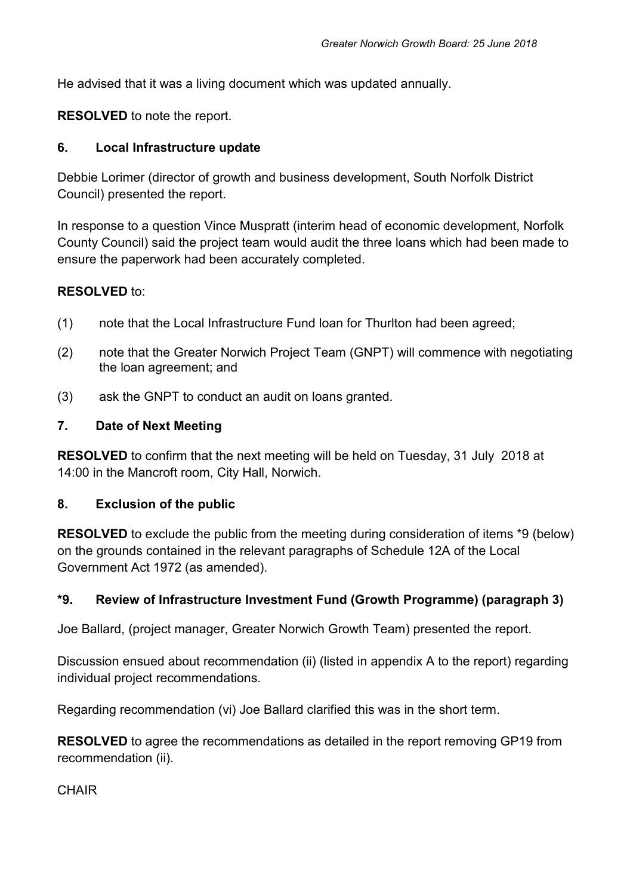He advised that it was a living document which was updated annually.

**RESOLVED** to note the report.

## 6. Local Infrastructure update

Debbie Lorimer (director of growth and business development, South Norfolk District Council) presented the report.

In response to a question Vince Muspratt (interim head of economic development, Norfolk County Council) said the project team would audit the three loans which had been made to ensure the paperwork had been accurately completed.

**RESOLVED** to:

(1) note that the Local Infrastructure Fund loan for Thurlton had been agreed;

(2) note that the Greater Norwich Project Team (GNPT) will commence with negotiating the loan agreement; and

(3) ask the GNPT to conduct an audit on loans granted.

## 7. Date of Next Meeting

**RESOLVED** to confirm that the next meeting will be held on Tuesday, 31 July 2018 at 14:00 in the Mancroft room, City Hall, Norwich.

## 8. Exclusion of the public

**RESOLVED** to exclude the public from the meeting during consideration of items *9 (below) on the grounds contained in the relevant paragraphs of Schedule 12A of the Local Government Act 1972 (as amended).

## *9. Review of Infrastructure Investment Fund (Growth Programme) (paragraph 3)

Joe Ballard, (project manager, Greater Norwich Growth Team) presented the report.

Discussion ensued about recommendation (ii) (listed in appendix A to the report) regarding individual project recommendations.

Regarding recommendation (vi) Joe Ballard clarified this was in the short term.

**RESOLVED** to agree the recommendations as detailed in the report removing GP19 from recommendation (ii).

CHAIR